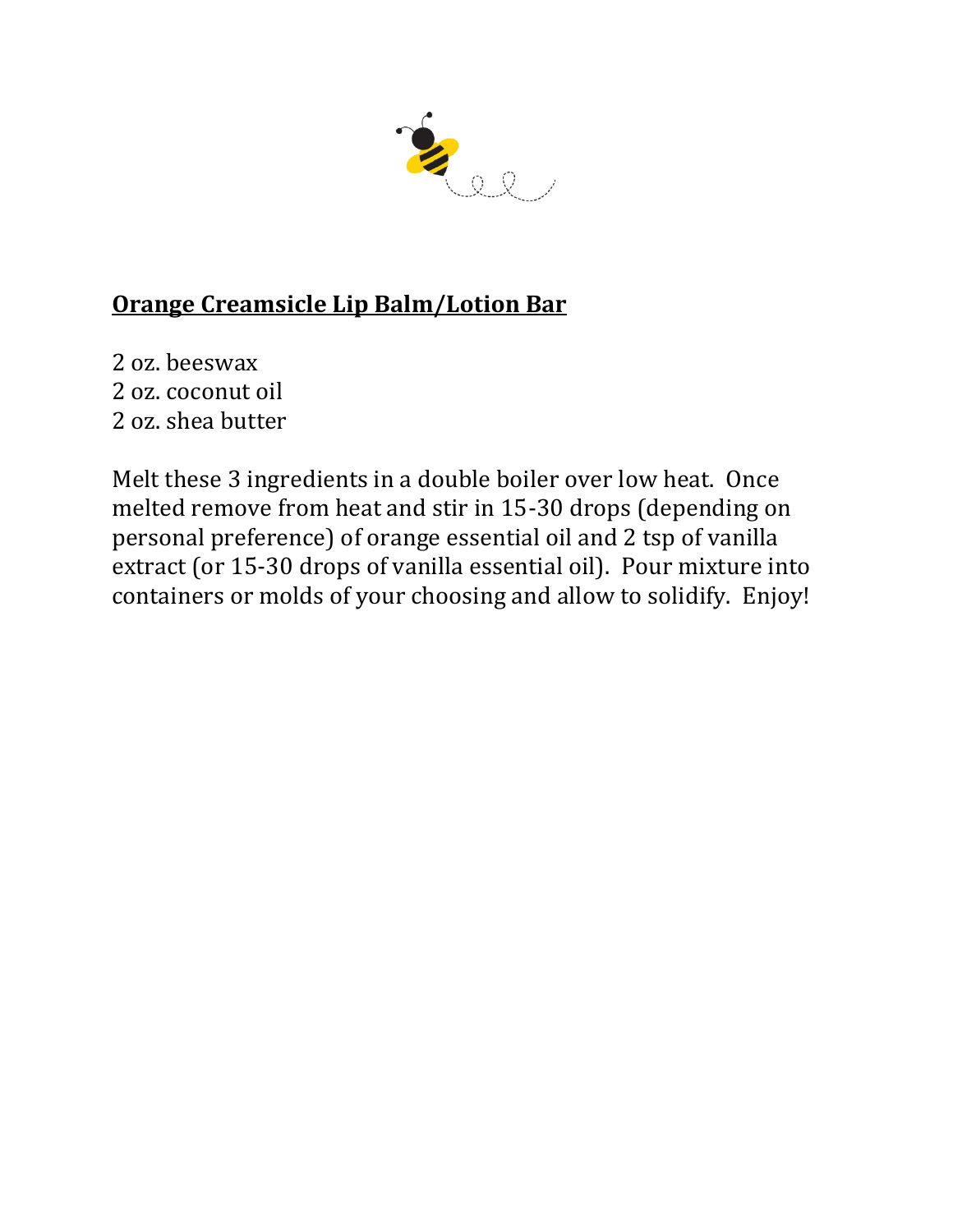**Orange Creamsicle Lip Balm/Lotion Bar**

2 oz. beeswax  
2 oz. coconut oil  
2 oz. shea butter

Melt these 3 ingredients in a double boiler over low heat. Once melted remove from heat and stir in 15-30 drops (depending on personal preference) of orange essential oil and 2 tsp of vanilla extract (or 15-30 drops of vanilla essential oil). Pour mixture into containers or molds of your choosing and allow to solidify. Enjoy!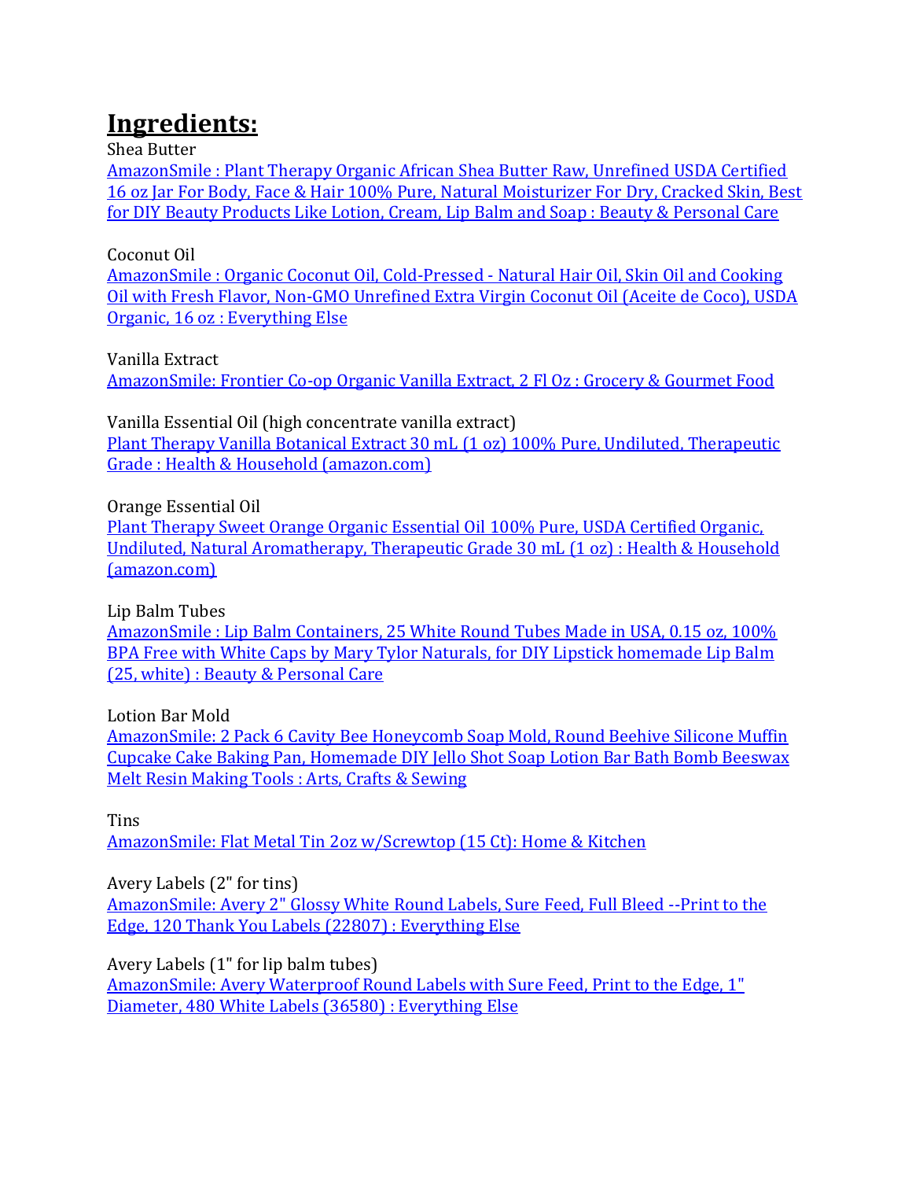# **Ingredients:**

Shea Butter
AmazonSmile : Plant Therapy Organic African Shea Butter Raw, Unrefined USDA Certified 16 oz Jar For Body, Face & Hair 100% Pure, Natural Moisturizer For Dry, Cracked Skin, Best for DIY Beauty Products Like Lotion, Cream, Lip Balm and Soap : Beauty & Personal Care

Coconut Oil
AmazonSmile : Organic Coconut Oil, Cold-Pressed - Natural Hair Oil, Skin Oil and Cooking Oil with Fresh Flavor, Non-GMO Unrefined Extra Virgin Coconut Oil (Aceite de Coco), USDA Organic, 16 oz : Everything Else

Vanilla Extract
AmazonSmile: Frontier Co-op Organic Vanilla Extract, 2 Fl Oz : Grocery & Gourmet Food

Vanilla Essential Oil (high concentrate vanilla extract)
Plant Therapy Vanilla Botanical Extract 30 mL (1 oz) 100% Pure, Undiluted, Therapeutic Grade : Health & Household (amazon.com)

Orange Essential Oil
Plant Therapy Sweet Orange Organic Essential Oil 100% Pure, USDA Certified Organic, Undiluted, Natural Aromatherapy, Therapeutic Grade 30 mL (1 oz) : Health & Household (amazon.com)

Lip Balm Tubes
AmazonSmile : Lip Balm Containers, 25 White Round Tubes Made in USA, 0.15 oz, 100% BPA Free with White Caps by Mary Tylor Naturals, for DIY Lipstick homemade Lip Balm (25, white) : Beauty & Personal Care

Lotion Bar Mold
AmazonSmile: 2 Pack 6 Cavity Bee Honeycomb Soap Mold, Round Beehive Silicone Muffin Cupcake Cake Baking Pan, Homemade DIY Jello Shot Soap Lotion Bar Bath Bomb Beeswax Melt Resin Making Tools : Arts, Crafts & Sewing

Tins
AmazonSmile: Flat Metal Tin 2oz w/Screwtop (15 Ct): Home & Kitchen

Avery Labels (2" for tins)
AmazonSmile: Avery 2" Glossy White Round Labels, Sure Feed, Full Bleed --Print to the Edge, 120 Thank You Labels (22807) : Everything Else

Avery Labels (1" for lip balm tubes)
AmazonSmile: Avery Waterproof Round Labels with Sure Feed, Print to the Edge, 1" Diameter, 480 White Labels (36580) : Everything Else